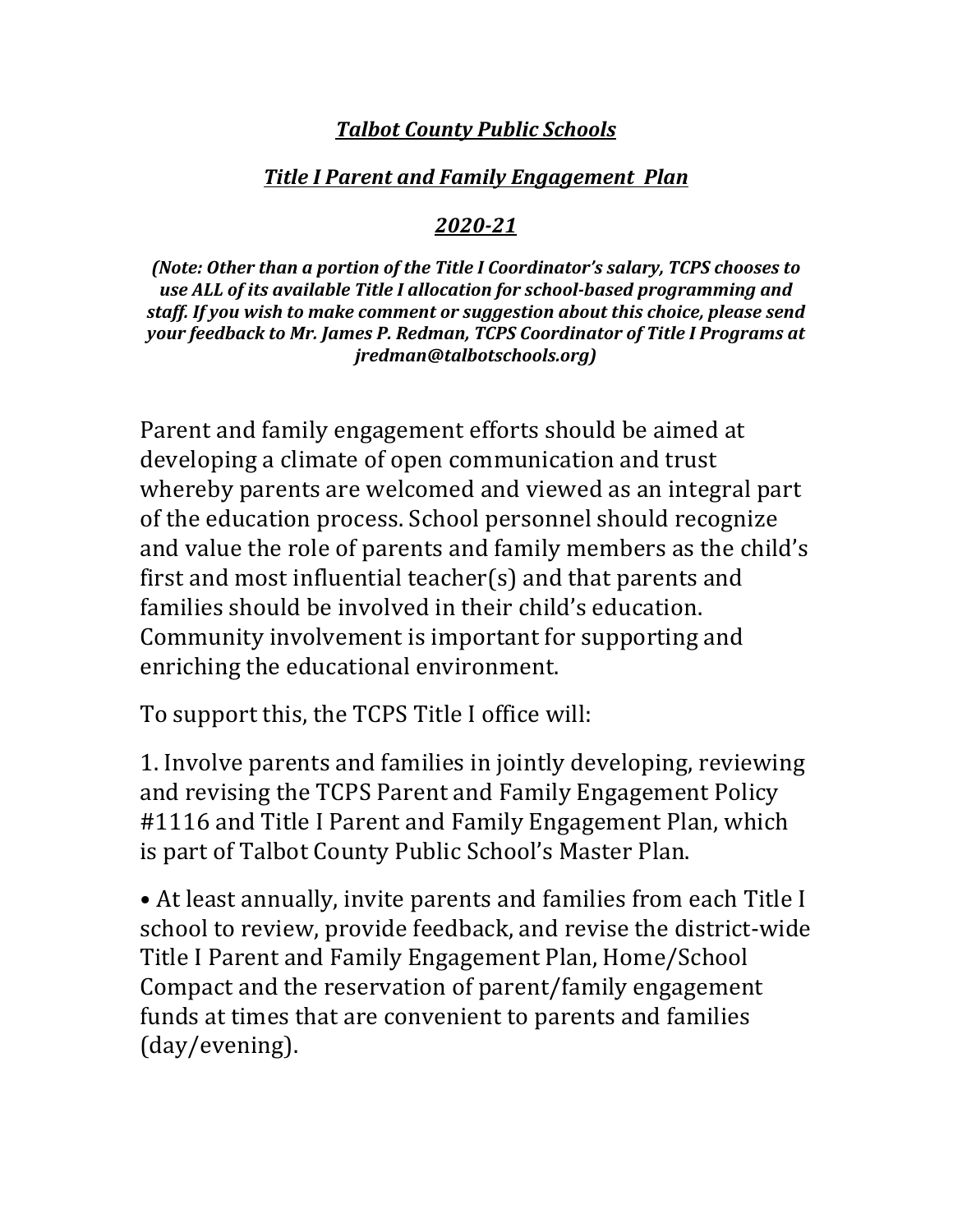***Talbot County Public Schools***

***Title I Parent and Family Engagement Plan***

***2020-21***

***(Note: Other than a portion of the Title I Coordinator's salary, TCPS chooses to use ALL of its available Title I allocation for school-based programming and staff. If you wish to make comment or suggestion about this choice, please send your feedback to Mr. James P. Redman, TCPS Coordinator of Title I Programs at jredman@talbotschools.org)***

Parent and family engagement efforts should be aimed at developing a climate of open communication and trust whereby parents are welcomed and viewed as an integral part of the education process. School personnel should recognize and value the role of parents and family members as the child's first and most influential teacher(s) and that parents and families should be involved in their child's education. Community involvement is important for supporting and enriching the educational environment.

To support this, the TCPS Title I office will:

1. Involve parents and families in jointly developing, reviewing and revising the TCPS Parent and Family Engagement Policy #1116 and Title I Parent and Family Engagement Plan, which is part of Talbot County Public School's Master Plan.

- At least annually, invite parents and families from each Title I school to review, provide feedback, and revise the district-wide Title I Parent and Family Engagement Plan, Home/School Compact and the reservation of parent/family engagement funds at times that are convenient to parents and families (day/evening).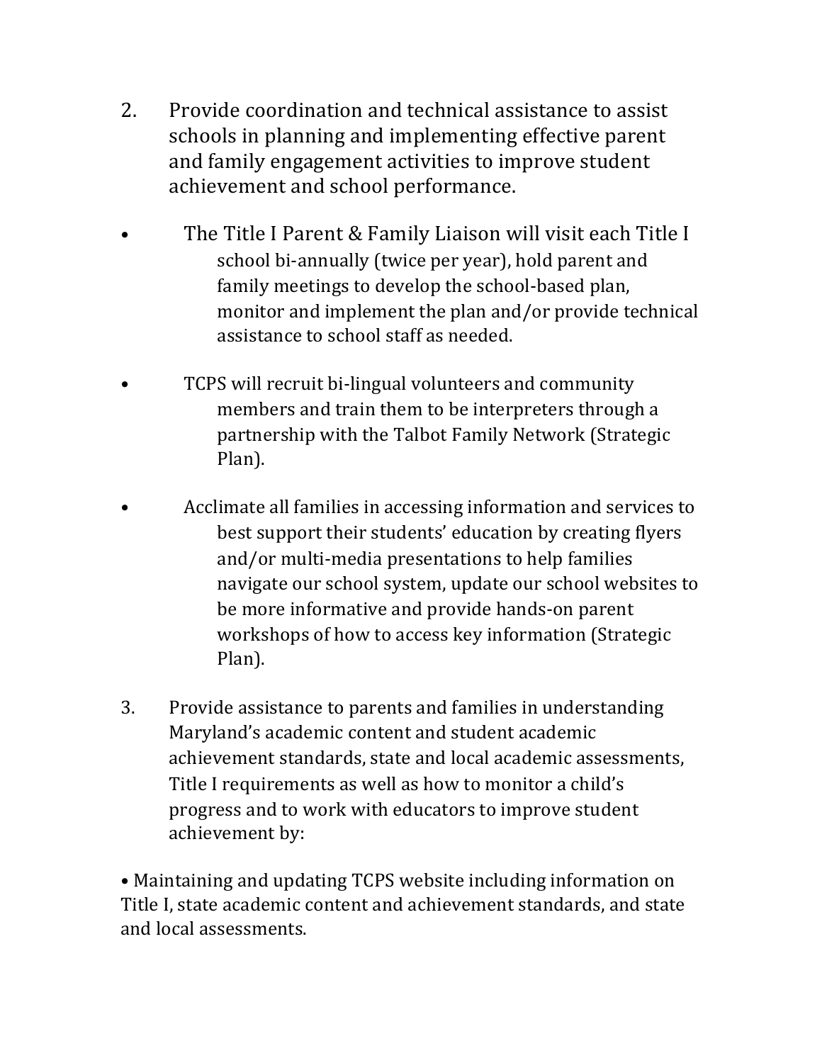2. Provide coordination and technical assistance to assist schools in planning and implementing effective parent and family engagement activities to improve student achievement and school performance.

- The Title I Parent & Family Liaison will visit each Title I school bi-annually (twice per year), hold parent and family meetings to develop the school-based plan, monitor and implement the plan and/or provide technical assistance to school staff as needed.

- TCPS will recruit bi-lingual volunteers and community members and train them to be interpreters through a partnership with the Talbot Family Network (Strategic Plan).

- Acclimate all families in accessing information and services to best support their students' education by creating flyers and/or multi-media presentations to help families navigate our school system, update our school websites to be more informative and provide hands-on parent workshops of how to access key information (Strategic Plan).

3. Provide assistance to parents and families in understanding Maryland's academic content and student academic achievement standards, state and local academic assessments, Title I requirements as well as how to monitor a child's progress and to work with educators to improve student achievement by:

- Maintaining and updating TCPS website including information on Title I, state academic content and achievement standards, and state and local assessments.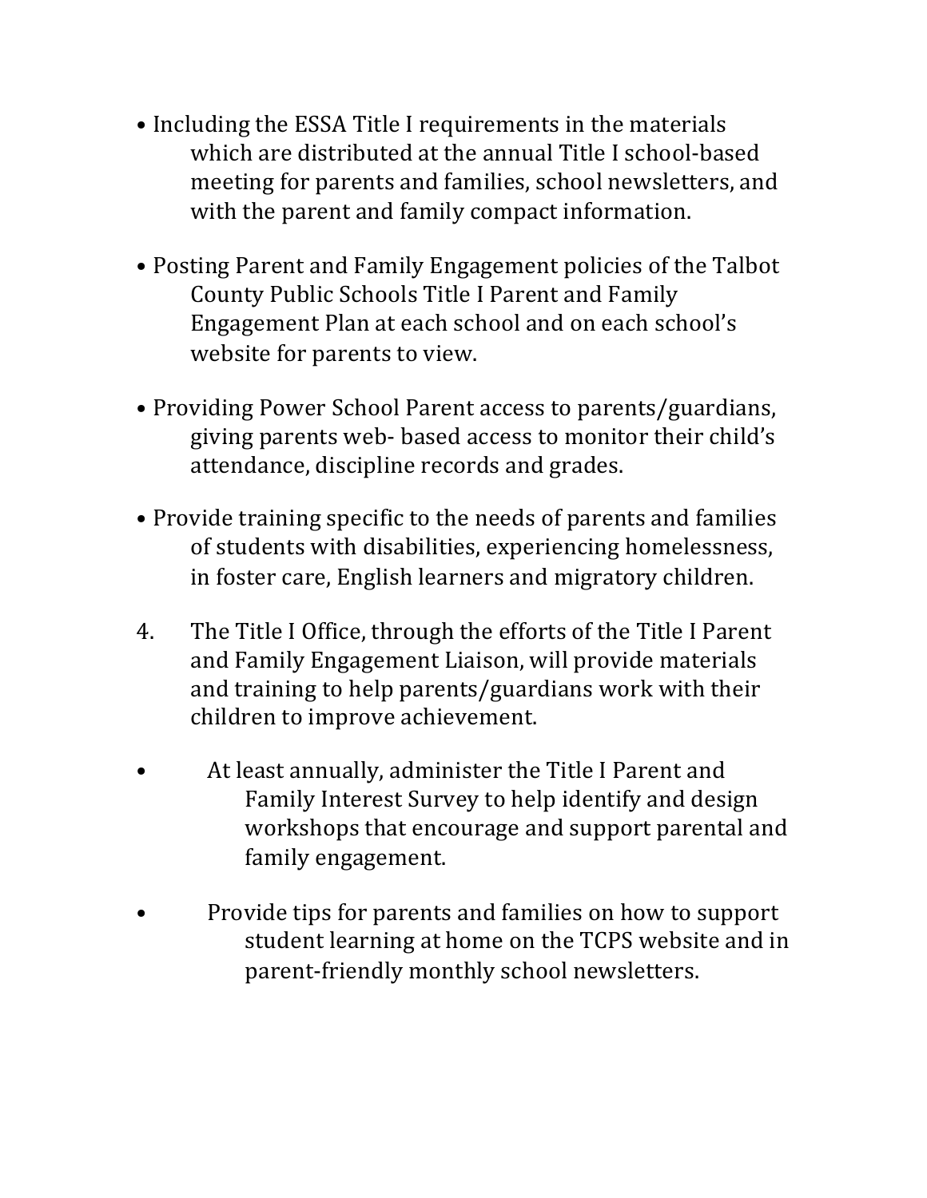- Including the ESSA Title I requirements in the materials which are distributed at the annual Title I school-based meeting for parents and families, school newsletters, and with the parent and family compact information.

- Posting Parent and Family Engagement policies of the Talbot County Public Schools Title I Parent and Family Engagement Plan at each school and on each school's website for parents to view.

- Providing Power School Parent access to parents/guardians, giving parents web- based access to monitor their child's attendance, discipline records and grades.

- Provide training specific to the needs of parents and families of students with disabilities, experiencing homelessness, in foster care, English learners and migratory children.

4. The Title I Office, through the efforts of the Title I Parent and Family Engagement Liaison, will provide materials and training to help parents/guardians work with their children to improve achievement.

- At least annually, administer the Title I Parent and Family Interest Survey to help identify and design workshops that encourage and support parental and family engagement.

- Provide tips for parents and families on how to support student learning at home on the TCPS website and in parent-friendly monthly school newsletters.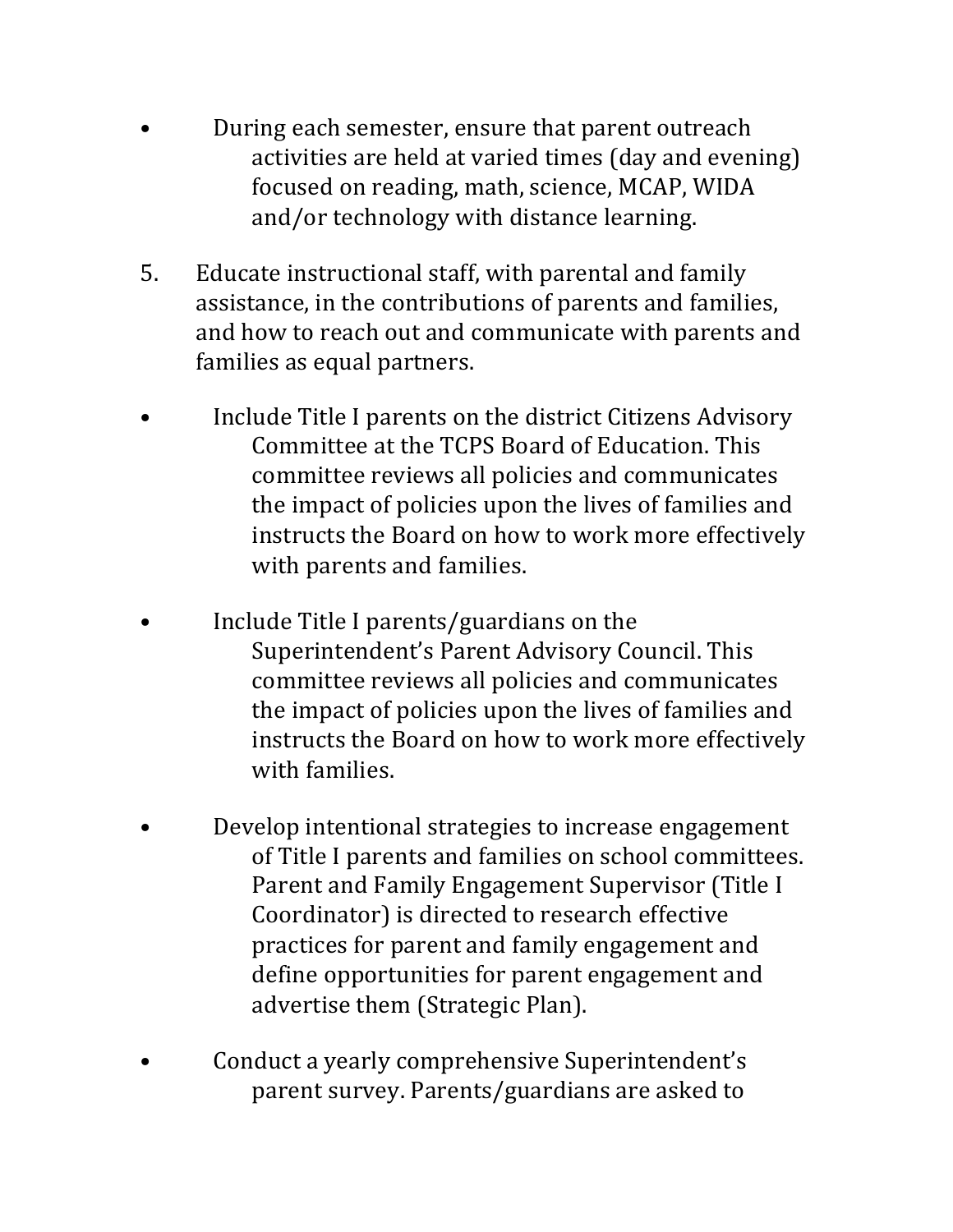- During each semester, ensure that parent outreach activities are held at varied times (day and evening) focused on reading, math, science, MCAP, WIDA and/or technology with distance learning.

5. Educate instructional staff, with parental and family assistance, in the contributions of parents and families, and how to reach out and communicate with parents and families as equal partners.

- Include Title I parents on the district Citizens Advisory Committee at the TCPS Board of Education. This committee reviews all policies and communicates the impact of policies upon the lives of families and instructs the Board on how to work more effectively with parents and families.

- Include Title I parents/guardians on the Superintendent's Parent Advisory Council. This committee reviews all policies and communicates the impact of policies upon the lives of families and instructs the Board on how to work more effectively with families.

- Develop intentional strategies to increase engagement of Title I parents and families on school committees. Parent and Family Engagement Supervisor (Title I Coordinator) is directed to research effective practices for parent and family engagement and define opportunities for parent engagement and advertise them (Strategic Plan).

- Conduct a yearly comprehensive Superintendent's parent survey. Parents/guardians are asked to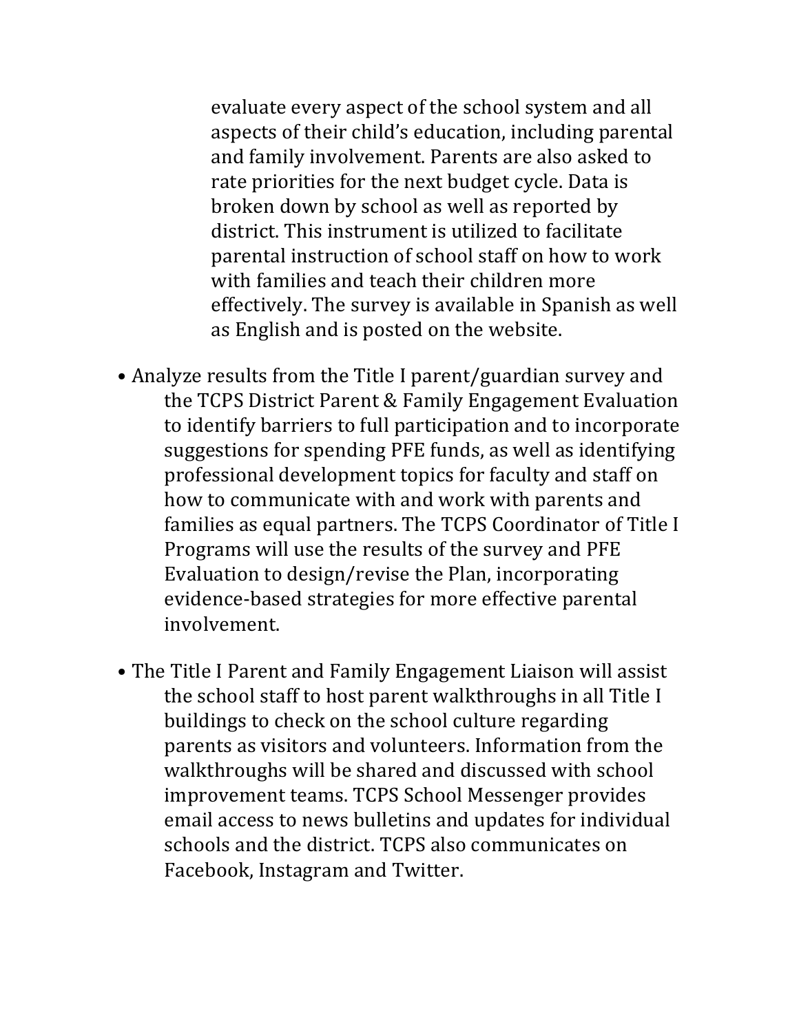evaluate every aspect of the school system and all aspects of their child's education, including parental and family involvement. Parents are also asked to rate priorities for the next budget cycle. Data is broken down by school as well as reported by district. This instrument is utilized to facilitate parental instruction of school staff on how to work with families and teach their children more effectively. The survey is available in Spanish as well as English and is posted on the website.

- Analyze results from the Title I parent/guardian survey and the TCPS District Parent & Family Engagement Evaluation to identify barriers to full participation and to incorporate suggestions for spending PFE funds, as well as identifying professional development topics for faculty and staff on how to communicate with and work with parents and families as equal partners. The TCPS Coordinator of Title I Programs will use the results of the survey and PFE Evaluation to design/revise the Plan, incorporating evidence-based strategies for more effective parental involvement.

- The Title I Parent and Family Engagement Liaison will assist the school staff to host parent walkthroughs in all Title I buildings to check on the school culture regarding parents as visitors and volunteers. Information from the walkthroughs will be shared and discussed with school improvement teams. TCPS School Messenger provides email access to news bulletins and updates for individual schools and the district. TCPS also communicates on Facebook, Instagram and Twitter.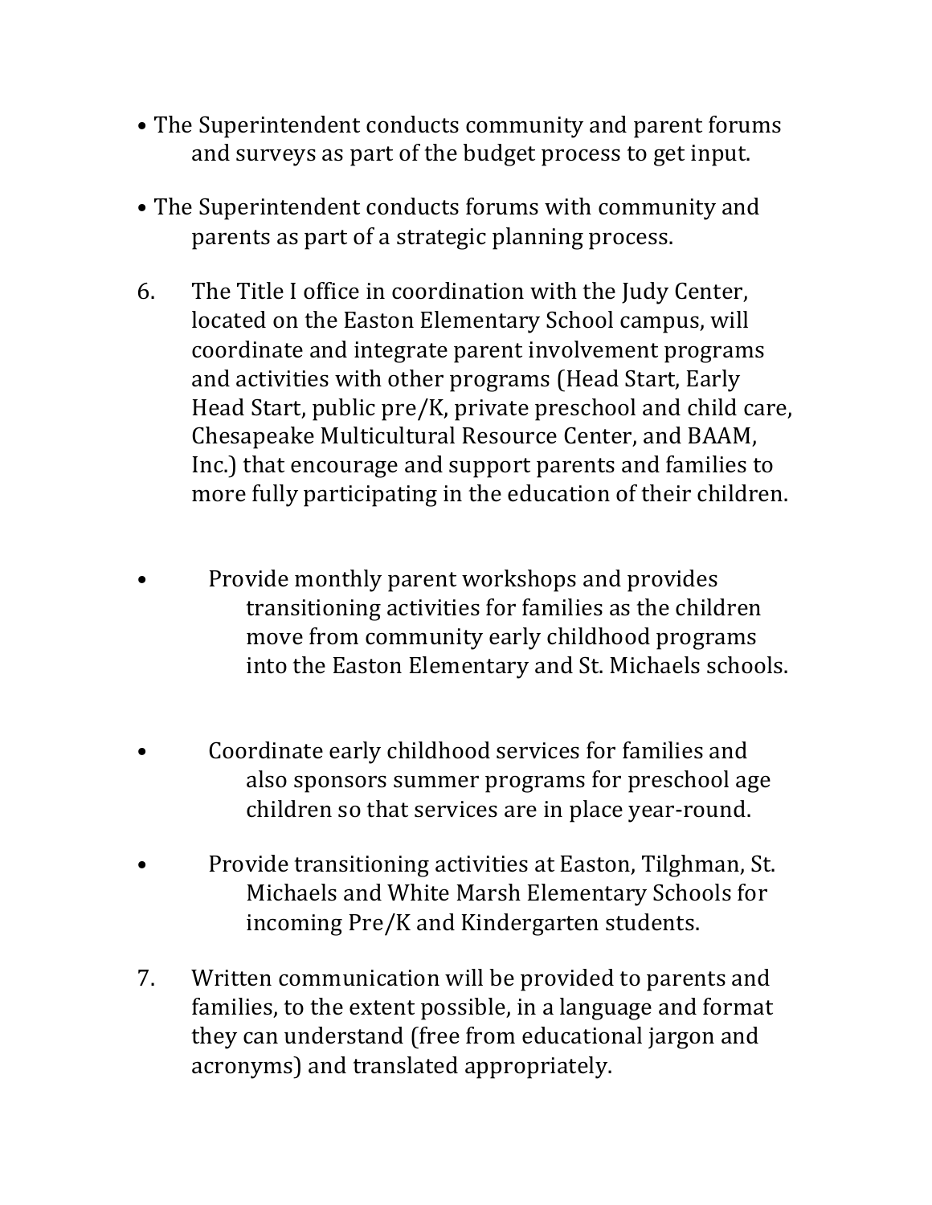- The Superintendent conducts community and parent forums and surveys as part of the budget process to get input.
- The Superintendent conducts forums with community and parents as part of a strategic planning process.

6. The Title I office in coordination with the Judy Center, located on the Easton Elementary School campus, will coordinate and integrate parent involvement programs and activities with other programs (Head Start, Early Head Start, public pre/K, private preschool and child care, Chesapeake Multicultural Resource Center, and BAAM, Inc.) that encourage and support parents and families to more fully participating in the education of their children.

- Provide monthly parent workshops and provides transitioning activities for families as the children move from community early childhood programs into the Easton Elementary and St. Michaels schools.
- Coordinate early childhood services for families and also sponsors summer programs for preschool age children so that services are in place year-round.
- Provide transitioning activities at Easton, Tilghman, St. Michaels and White Marsh Elementary Schools for incoming Pre/K and Kindergarten students.

7. Written communication will be provided to parents and families, to the extent possible, in a language and format they can understand (free from educational jargon and acronyms) and translated appropriately.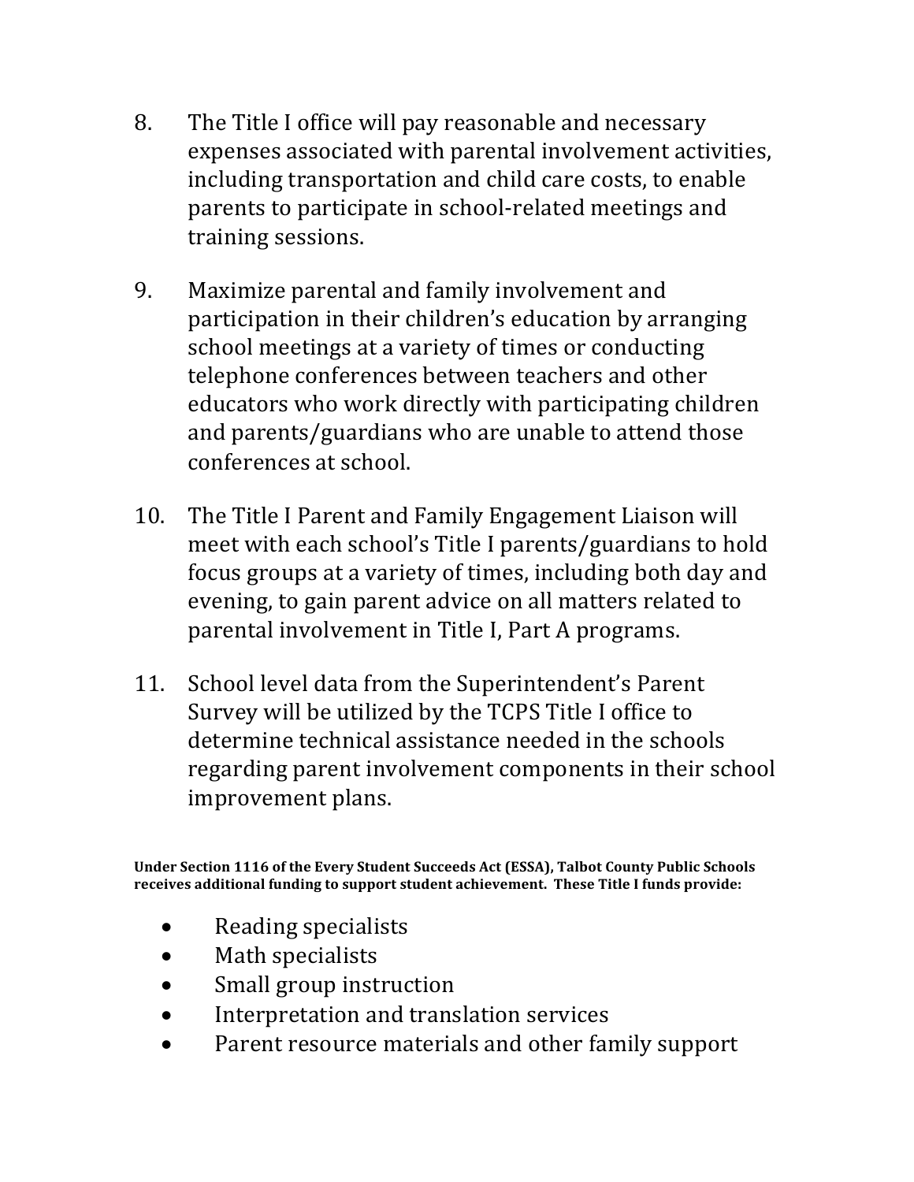8. The Title I office will pay reasonable and necessary expenses associated with parental involvement activities, including transportation and child care costs, to enable parents to participate in school-related meetings and training sessions.

9. Maximize parental and family involvement and participation in their children's education by arranging school meetings at a variety of times or conducting telephone conferences between teachers and other educators who work directly with participating children and parents/guardians who are unable to attend those conferences at school.

10. The Title I Parent and Family Engagement Liaison will meet with each school's Title I parents/guardians to hold focus groups at a variety of times, including both day and evening, to gain parent advice on all matters related to parental involvement in Title I, Part A programs.

11. School level data from the Superintendent's Parent Survey will be utilized by the TCPS Title I office to determine technical assistance needed in the schools regarding parent involvement components in their school improvement plans.

**Under Section 1116 of the Every Student Succeeds Act (ESSA), Talbot County Public Schools receives additional funding to support student achievement. These Title I funds provide:**

- Reading specialists
- Math specialists
- Small group instruction
- Interpretation and translation services
- Parent resource materials and other family support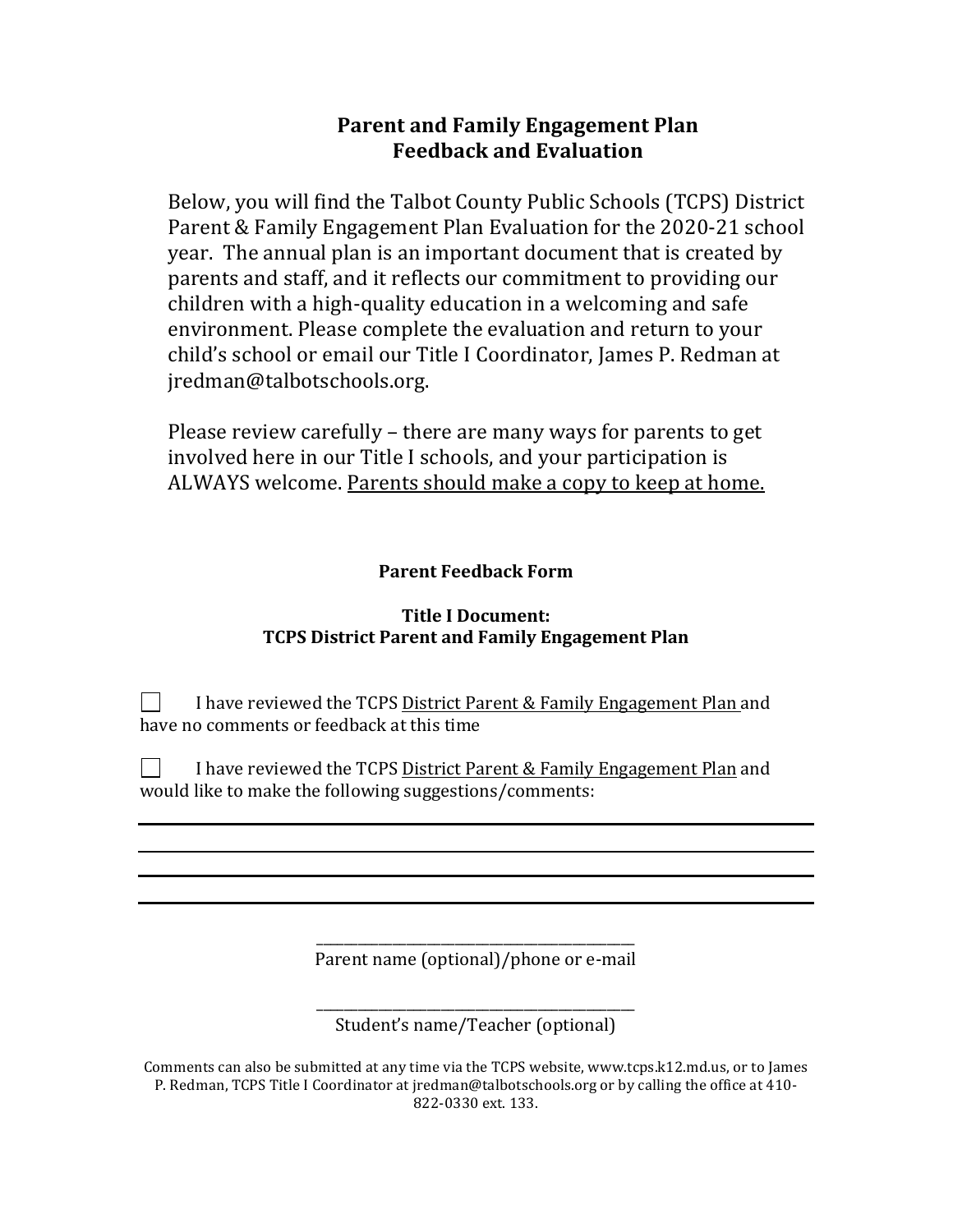## Parent and Family Engagement Plan
## Feedback and Evaluation

Below, you will find the Talbot County Public Schools (TCPS) District Parent & Family Engagement Plan Evaluation for the 2020-21 school year. The annual plan is an important document that is created by parents and staff, and it reflects our commitment to providing our children with a high-quality education in a welcoming and safe environment. Please complete the evaluation and return to your child's school or email our Title I Coordinator, James P. Redman at jredman@talbotschools.org.

Please review carefully – there are many ways for parents to get involved here in our Title I schools, and your participation is ALWAYS welcome. <u>Parents should make a copy to keep at home.</u>

**Parent Feedback Form**

**Title I Document:**
**TCPS District Parent and Family Engagement Plan**

☐ I have reviewed the TCPS <u>District Parent & Family Engagement Plan</u> and have no comments or feedback at this time

☐ I have reviewed the TCPS <u>District Parent & Family Engagement Plan</u> and would like to make the following suggestions/comments:

______________________________________________

______________________________________________

______________________________________________

______________________________________________

______________________________________________
Parent name (optional)/phone or e-mail

______________________________________________
Student's name/Teacher (optional)

Comments can also be submitted at any time via the TCPS website, www.tcps.k12.md.us, or to James P. Redman, TCPS Title I Coordinator at jredman@talbotschools.org or by calling the office at 410-822-0330 ext. 133.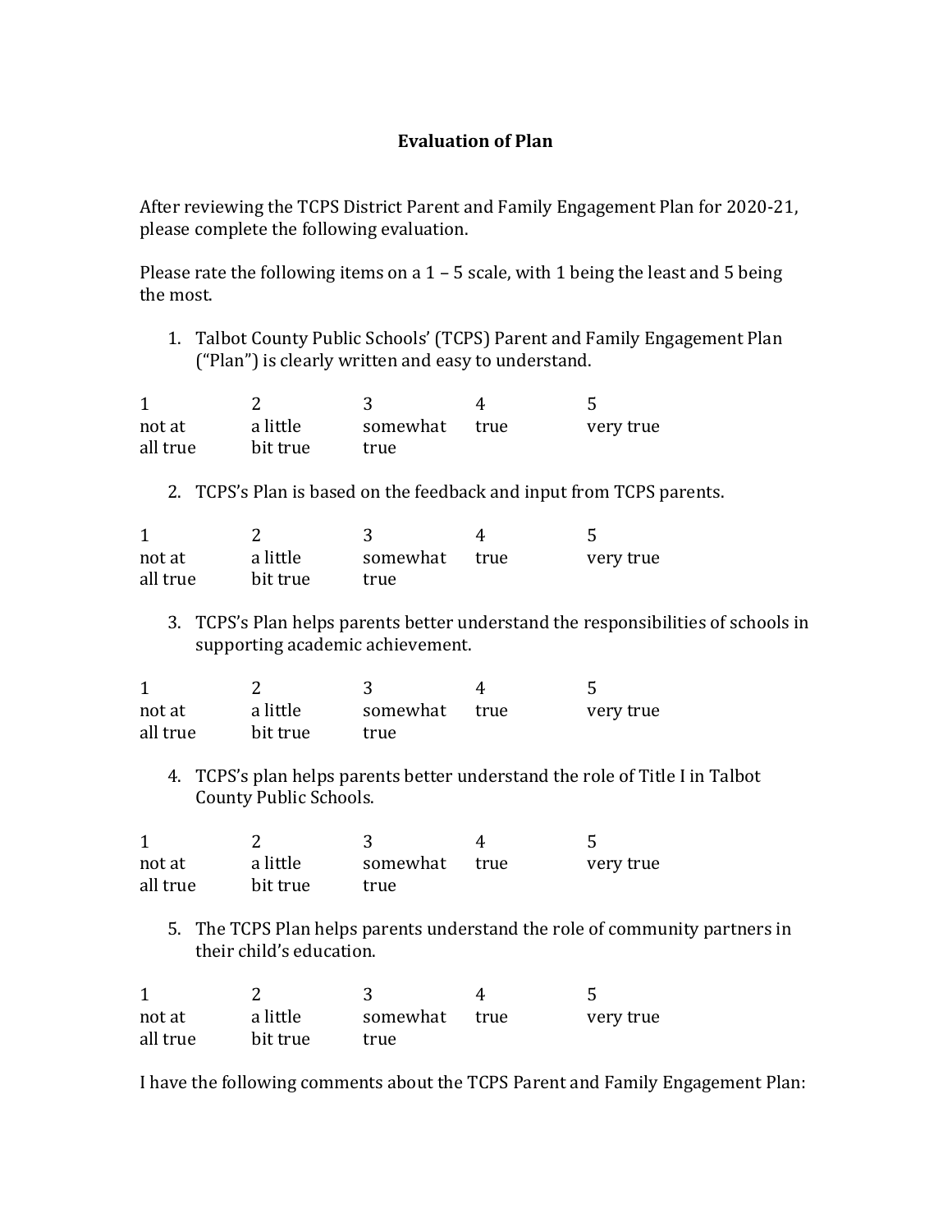## Evaluation of Plan

After reviewing the TCPS District Parent and Family Engagement Plan for 2020-21, please complete the following evaluation.

Please rate the following items on a 1 – 5 scale, with 1 being the least and 5 being the most.

1. Talbot County Public Schools' (TCPS) Parent and Family Engagement Plan ("Plan") is clearly written and easy to understand.

| 1 | 2 | 3 | 4 | 5 |
|---|---|---|---|---|
| not at all true | a little bit true | somewhat true | true | very true |

2. TCPS's Plan is based on the feedback and input from TCPS parents.

| 1 | 2 | 3 | 4 | 5 |
|---|---|---|---|---|
| not at all true | a little bit true | somewhat true | true | very true |

3. TCPS's Plan helps parents better understand the responsibilities of schools in supporting academic achievement.

| 1 | 2 | 3 | 4 | 5 |
|---|---|---|---|---|
| not at all true | a little bit true | somewhat true | true | very true |

4. TCPS's plan helps parents better understand the role of Title I in Talbot County Public Schools.

| 1 | 2 | 3 | 4 | 5 |
|---|---|---|---|---|
| not at all true | a little bit true | somewhat true | true | very true |

5. The TCPS Plan helps parents understand the role of community partners in their child's education.

| 1 | 2 | 3 | 4 | 5 |
|---|---|---|---|---|
| not at all true | a little bit true | somewhat true | true | very true |

I have the following comments about the TCPS Parent and Family Engagement Plan: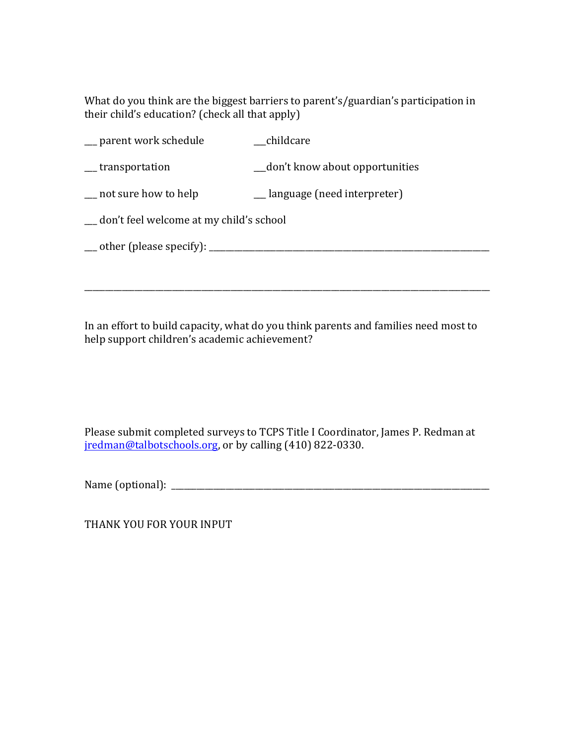What do you think are the biggest barriers to parent's/guardian's participation in their child's education? (check all that apply)

___ parent work schedule ___childcare

___ transportation ___don't know about opportunities

___ not sure how to help ___ language (need interpreter)

___ don't feel welcome at my child's school

___ other (please specify): ___________________________________________________________

_____________________________________________________________________________________

In an effort to build capacity, what do you think parents and families need most to help support children's academic achievement?

Please submit completed surveys to TCPS Title I Coordinator, James P. Redman at jredman@talbotschools.org, or by calling (410) 822-0330.

Name (optional): ______________________________________________________________________

THANK YOU FOR YOUR INPUT